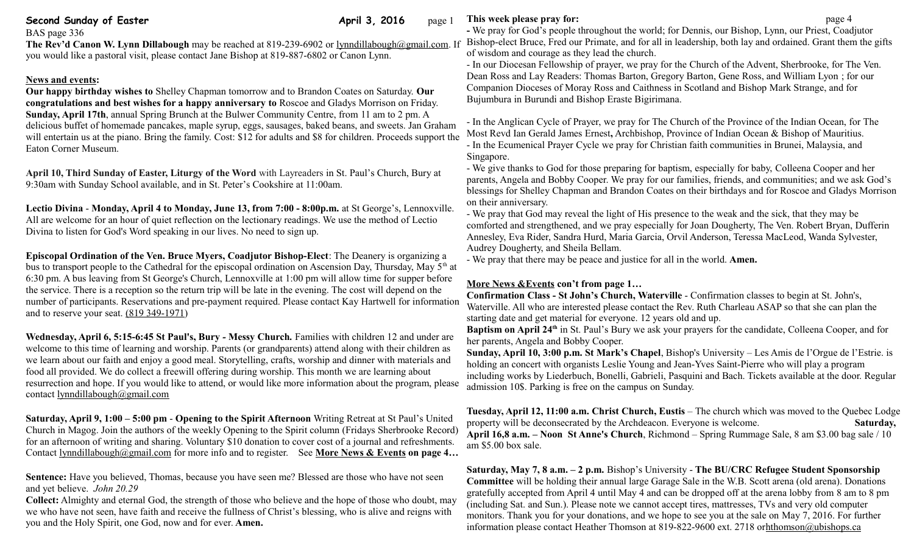# Second Sunday of Easter

**April 3, 2016**

BAS page 336

**The Rev'd Canon W. Lynn Dillabough** may be reached at 819-239-6902 or lynndillabough@gmail.com. If you would like a pastoral visit, please contact Jane Bishop at 819-887-6802 or Canon Lynn.

## News and events:

**Our happy birthday wishes to** Shelley Chapman tomorrow and to Brandon Coates on Saturday. **Our congratulations and best wishes for a happy anniversary to** Roscoe and Gladys Morrison on Friday.

**Sunday, April 17th**, annual Spring Brunch at the Bulwer Community Centre, from 11 am to 2 pm. A delicious buffet of homemade pancakes, maple syrup, eggs, sausages, baked beans, and sweets. Jan Graham will entertain us at the piano. Bring the family. Cost: $12 for adults and $8 for children. Proceeds support the Eaton Corner Museum.

**April 10, Third Sunday of Easter, Liturgy of the Word** with Layreaders in St. Paul's Church, Bury at 9:30am with Sunday School available, and in St. Peter's Cookshire at 11:00am.

**Lectio Divina** - **Monday, April 4 to Monday, June 13, from 7:00 - 8:00p.m.** at St George's, Lennoxville. All are welcome for an hour of quiet reflection on the lectionary readings. We use the method of Lectio Divina to listen for God's Word speaking in our lives. No need to sign up.

**Episcopal Ordination of the Ven. Bruce Myers, Coadjutor Bishop-Elect**: The Deanery is organizing a bus to transport people to the Cathedral for the episcopal ordination on Ascension Day, Thursday, May 5th at 6:30 pm. A bus leaving from St George's Church, Lennoxville at 1:00 pm will allow time for supper before the service. There is a reception so the return trip will be late in the evening. The cost will depend on the number of participants. Reservations and pre-payment required. Please contact Kay Hartwell for information and to reserve your seat. (819 349-1971)

**Wednesday, April 6, 5:15-6:45 St Paul's, Bury - Messy Church.** Families with children 12 and under are welcome to this time of learning and worship. Parents (or grandparents) attend along with their children as we learn about our faith and enjoy a good meal. Storytelling, crafts, worship and dinner with materials and food all provided. We do collect a freewill offering during worship. This month we are learning about resurrection and hope. If you would like to attend, or would like more information about the program, please contact lynndillabough@gmail.com

**Saturday, April 9, 1:00 – 5:00 pm** - **Opening to the Spirit Afternoon** Writing Retreat at St Paul's United Church in Magog. Join the authors of the weekly Opening to the Spirit column (Fridays Sherbrooke Record) for an afternoon of writing and sharing. Voluntary $10 donation to cover cost of a journal and refreshments. Contact lynndillabough@gmail.com for more info and to register. See **More News & Events on page 4…**

**Sentence:** Have you believed, Thomas, because you have seen me? Blessed are those who have not seen and yet believe. *John 20.29*

**Collect:** Almighty and eternal God, the strength of those who believe and the hope of those who doubt, may we who have not seen, have faith and receive the fullness of Christ's blessing, who is alive and reigns with you and the Holy Spirit, one God, now and for ever. **Amen.**

## This week please pray for:

- We pray for God's people throughout the world; for Dennis, our Bishop, Lynn, our Priest, Coadjutor Bishop-elect Bruce, Fred our Primate, and for all in leadership, both lay and ordained. Grant them the gifts of wisdom and courage as they lead the church.
- In our Diocesan Fellowship of prayer, we pray for the Church of the Advent, Sherbrooke, for The Ven. Dean Ross and Lay Readers: Thomas Barton, Gregory Barton, Gene Ross, and William Lyon ; for our Companion Dioceses of Moray Ross and Caithness in Scotland and Bishop Mark Strange, and for Bujumbura in Burundi and Bishop Eraste Bigirimana.
- In the Anglican Cycle of Prayer, we pray for The Church of the Province of the Indian Ocean, for The Most Revd Ian Gerald James Ernest**,** Archbishop, Province of Indian Ocean & Bishop of Mauritius.
- In the Ecumenical Prayer Cycle we pray for Christian faith communities in Brunei, Malaysia, and Singapore.
- We give thanks to God for those preparing for baptism, especially for baby, Colleena Cooper and her parents, Angela and Bobby Cooper. We pray for our families, friends, and communities; and we ask God's blessings for Shelley Chapman and Brandon Coates on their birthdays and for Roscoe and Gladys Morrison on their anniversary.
- We pray that God may reveal the light of His presence to the weak and the sick, that they may be comforted and strengthened, and we pray especially for Joan Dougherty, The Ven. Robert Bryan, Dufferin Annesley, Eva Rider, Sandra Hurd, Maria Garcia, Orvil Anderson, Teressa MacLeod, Wanda Sylvester, Audrey Dougherty, and Sheila Bellam.
- We pray that there may be peace and justice for all in the world. **Amen.**

## More News &Events con't from page 1…

**Confirmation Class - St John's Church, Waterville** - Confirmation classes to begin at St. John's, Waterville. All who are interested please contact the Rev. Ruth Charleau ASAP so that she can plan the starting date and get material for everyone. 12 years old and up.

**Baptism on April 24th** in St. Paul's Bury we ask your prayers for the candidate, Colleena Cooper, and for her parents, Angela and Bobby Cooper.

**Sunday, April 10, 3:00 p.m. St Mark's Chapel**, Bishop's University – Les Amis de l'Orgue de l'Estrie. is holding an concert with organists Leslie Young and Jean-Yves Saint-Pierre who will play a program including works by Liederbuch, Bonelli, Gabrieli, Pasquini and Bach. Tickets available at the door. Regular admission 10$. Parking is free on the campus on Sunday.

**Tuesday, April 12, 11:00 a.m. Christ Church, Eustis** – The church which was moved to the Quebec Lodge property will be deconsecrated by the Archdeacon. Everyone is welcome.

**Saturday, April 16,8 a.m. – Noon St Anne's Church**, Richmond – Spring Rummage Sale, 8 am $3.00 bag sale / 10 am $5.00 box sale.

**Saturday, May 7, 8 a.m. – 2 p.m.** Bishop's University - **The BU/CRC Refugee Student Sponsorship Committee** will be holding their annual large Garage Sale in the W.B. Scott arena (old arena). Donations gratefully accepted from April 4 until May 4 and can be dropped off at the arena lobby from 8 am to 8 pm (including Sat. and Sun.). Please note we cannot accept tires, mattresses, TVs and very old computer monitors. Thank you for your donations, and we hope to see you at the sale on May 7, 2016. For further information please contact Heather Thomson at 819-822-9600 ext. 2718 orhthomson@ubishops.ca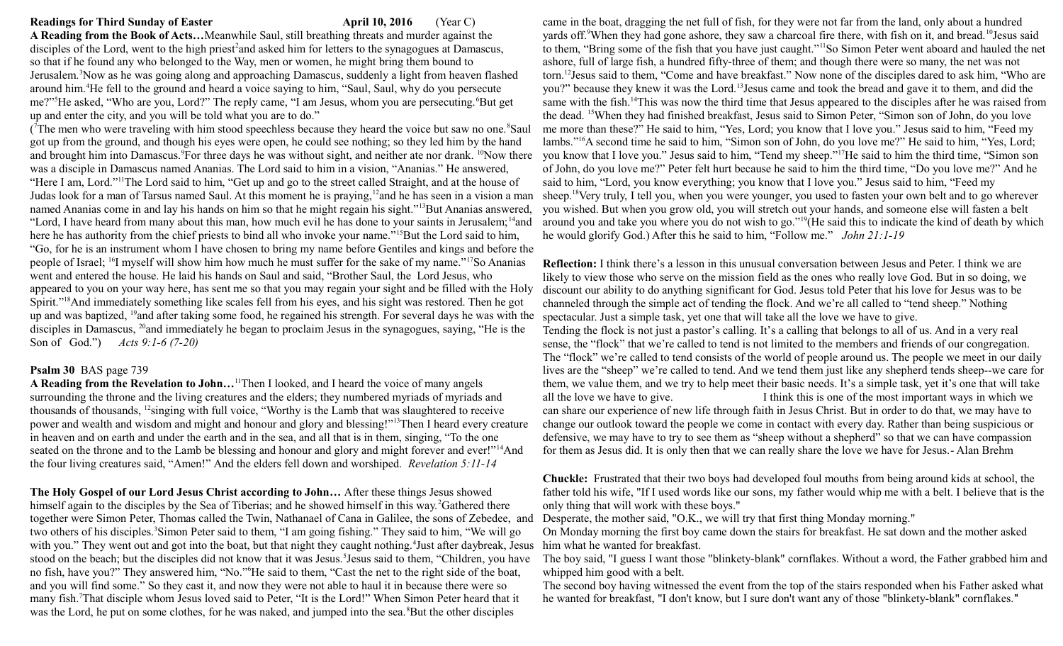**Readings for Third Sunday of Easter** **April 10, 2016** (Year C)

**A Reading from the Book of Acts…**Meanwhile Saul, still breathing threats and murder against the disciples of the Lord, went to the high priest[2]and asked him for letters to the synagogues at Damascus, so that if he found any who belonged to the Way, men or women, he might bring them bound to Jerusalem.[3]Now as he was going along and approaching Damascus, suddenly a light from heaven flashed around him.[4]He fell to the ground and heard a voice saying to him, "Saul, Saul, why do you persecute me?"[5]He asked, "Who are you, Lord?" The reply came, "I am Jesus, whom you are persecuting.[6]But get up and enter the city, and you will be told what you are to do."

([7]The men who were traveling with him stood speechless because they heard the voice but saw no one.[8]Saul got up from the ground, and though his eyes were open, he could see nothing; so they led him by the hand and brought him into Damascus.[9]For three days he was without sight, and neither ate nor drank. [10]Now there was a disciple in Damascus named Ananias. The Lord said to him in a vision, "Ananias." He answered, "Here I am, Lord."[11]The Lord said to him, "Get up and go to the street called Straight, and at the house of Judas look for a man of Tarsus named Saul. At this moment he is praying,[12]and he has seen in a vision a man named Ananias come in and lay his hands on him so that he might regain his sight."[13]But Ananias answered, "Lord, I have heard from many about this man, how much evil he has done to your saints in Jerusalem;[14]and here he has authority from the chief priests to bind all who invoke your name."[15]But the Lord said to him, "Go, for he is an instrument whom I have chosen to bring my name before Gentiles and kings and before the people of Israel; [16]I myself will show him how much he must suffer for the sake of my name."[17]So Ananias went and entered the house. He laid his hands on Saul and said, "Brother Saul, the Lord Jesus, who appeared to you on your way here, has sent me so that you may regain your sight and be filled with the Holy Spirit."[18]And immediately something like scales fell from his eyes, and his sight was restored. Then he got up and was baptized, [19]and after taking some food, he regained his strength. For several days he was with the disciples in Damascus, [20]and immediately he began to proclaim Jesus in the synagogues, saying, "He is the Son of God.") *Acts 9:1-6 (7-20)*

**Psalm 30** BAS page 739

**A Reading from the Revelation to John…**[11]Then I looked, and I heard the voice of many angels surrounding the throne and the living creatures and the elders; they numbered myriads of myriads and thousands of thousands, [12]singing with full voice, "Worthy is the Lamb that was slaughtered to receive power and wealth and wisdom and might and honour and glory and blessing!"[13]Then I heard every creature in heaven and on earth and under the earth and in the sea, and all that is in them, singing, "To the one seated on the throne and to the Lamb be blessing and honour and glory and might forever and ever!"[14]And the four living creatures said, "Amen!" And the elders fell down and worshiped. *Revelation 5:11-14*

**The Holy Gospel of our Lord Jesus Christ according to John…** After these things Jesus showed himself again to the disciples by the Sea of Tiberias; and he showed himself in this way.[2]Gathered there together were Simon Peter, Thomas called the Twin, Nathanael of Cana in Galilee, the sons of Zebedee, and two others of his disciples.[3]Simon Peter said to them, "I am going fishing." They said to him, "We will go with you." They went out and got into the boat, but that night they caught nothing.[4]Just after daybreak, Jesus stood on the beach; but the disciples did not know that it was Jesus.[5]Jesus said to them, "Children, you have no fish, have you?" They answered him, "No."[6]He said to them, "Cast the net to the right side of the boat, and you will find some." So they cast it, and now they were not able to haul it in because there were so many fish.[7]That disciple whom Jesus loved said to Peter, "It is the Lord!" When Simon Peter heard that it was the Lord, he put on some clothes, for he was naked, and jumped into the sea.[8]But the other disciples came in the boat, dragging the net full of fish, for they were not far from the land, only about a hundred yards off.[9]When they had gone ashore, they saw a charcoal fire there, with fish on it, and bread.[10]Jesus said to them, "Bring some of the fish that you have just caught."[11]So Simon Peter went aboard and hauled the net ashore, full of large fish, a hundred fifty-three of them; and though there were so many, the net was not torn.[12]Jesus said to them, "Come and have breakfast." Now none of the disciples dared to ask him, "Who are you?" because they knew it was the Lord.[13]Jesus came and took the bread and gave it to them, and did the same with the fish.[14]This was now the third time that Jesus appeared to the disciples after he was raised from the dead. [15]When they had finished breakfast, Jesus said to Simon Peter, "Simon son of John, do you love me more than these?" He said to him, "Yes, Lord; you know that I love you." Jesus said to him, "Feed my lambs."[16]A second time he said to him, "Simon son of John, do you love me?" He said to him, "Yes, Lord; you know that I love you." Jesus said to him, "Tend my sheep."[17]He said to him the third time, "Simon son of John, do you love me?" Peter felt hurt because he said to him the third time, "Do you love me?" And he said to him, "Lord, you know everything; you know that I love you." Jesus said to him, "Feed my sheep.[18]Very truly, I tell you, when you were younger, you used to fasten your own belt and to go wherever you wished. But when you grow old, you will stretch out your hands, and someone else will fasten a belt around you and take you where you do not wish to go."[19](He said this to indicate the kind of death by which he would glorify God.) After this he said to him, "Follow me." *John 21:1-19*

**Reflection:** I think there's a lesson in this unusual conversation between Jesus and Peter. I think we are likely to view those who serve on the mission field as the ones who really love God. But in so doing, we discount our ability to do anything significant for God. Jesus told Peter that his love for Jesus was to be channeled through the simple act of tending the flock. And we're all called to "tend sheep." Nothing spectacular. Just a simple task, yet one that will take all the love we have to give.
Tending the flock is not just a pastor's calling. It's a calling that belongs to all of us. And in a very real sense, the "flock" that we're called to tend is not limited to the members and friends of our congregation. The "flock" we're called to tend consists of the world of people around us. The people we meet in our daily lives are the "sheep" we're called to tend. And we tend them just like any shepherd tends sheep--we care for them, we value them, and we try to help meet their basic needs. It's a simple task, yet it's one that will take all the love we have to give. I think this is one of the most important ways in which we can share our experience of new life through faith in Jesus Christ. But in order to do that, we may have to change our outlook toward the people we come in contact with every day. Rather than being suspicious or defensive, we may have to try to see them as "sheep without a shepherd" so that we can have compassion for them as Jesus did. It is only then that we can really share the love we have for Jesus.- Alan Brehm

**Chuckle:** Frustrated that their two boys had developed foul mouths from being around kids at school, the father told his wife, "If I used words like our sons, my father would whip me with a belt. I believe that is the only thing that will work with these boys."
Desperate, the mother said, "O.K., we will try that first thing Monday morning."
On Monday morning the first boy came down the stairs for breakfast. He sat down and the mother asked him what he wanted for breakfast.
The boy said, "I guess I want those "blinkety-blank" cornflakes. Without a word, the Father grabbed him and whipped him good with a belt.
The second boy having witnessed the event from the top of the stairs responded when his Father asked what he wanted for breakfast, "I don't know, but I sure don't want any of those "blinkety-blank" cornflakes."